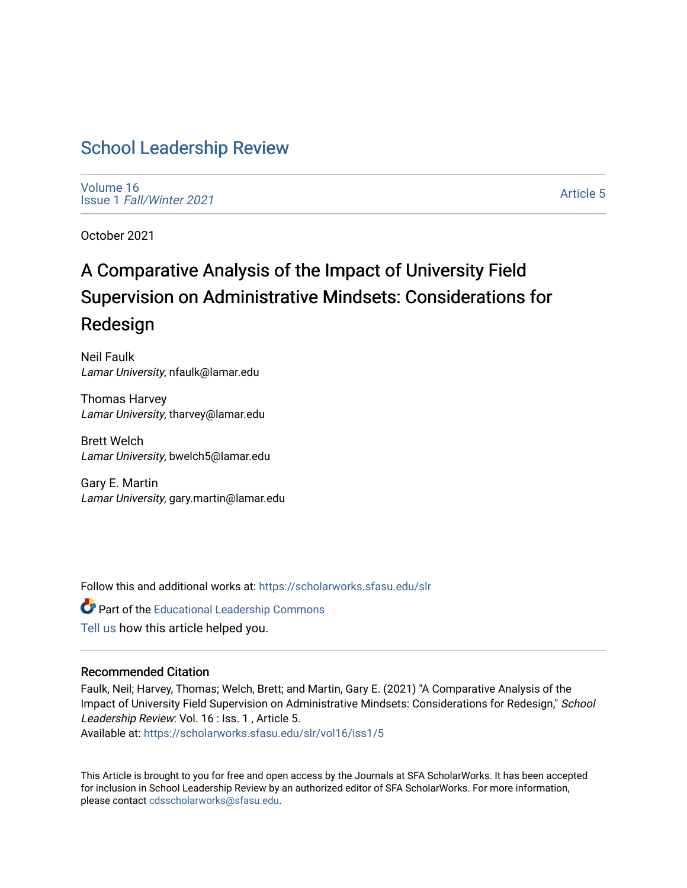# School Leadership Review

Volume 16
Issue 1 *Fall/Winter 2021*

Article 5

October 2021

## A Comparative Analysis of the Impact of University Field Supervision on Administrative Mindsets: Considerations for Redesign

Neil Faulk
*Lamar University*, nfaulk@lamar.edu

Thomas Harvey
*Lamar University*, tharvey@lamar.edu

Brett Welch
*Lamar University*, bwelch5@lamar.edu

Gary E. Martin
*Lamar University*, gary.martin@lamar.edu

Follow this and additional works at: https://scholarworks.sfasu.edu/slr

Part of the Educational Leadership Commons

Tell us how this article helped you.

### Recommended Citation

Faulk, Neil; Harvey, Thomas; Welch, Brett; and Martin, Gary E. (2021) "A Comparative Analysis of the Impact of University Field Supervision on Administrative Mindsets: Considerations for Redesign," *School Leadership Review*: Vol. 16 : Iss. 1 , Article 5.
Available at: https://scholarworks.sfasu.edu/slr/vol16/iss1/5

This Article is brought to you for free and open access by the Journals at SFA ScholarWorks. It has been accepted for inclusion in School Leadership Review by an authorized editor of SFA ScholarWorks. For more information, please contact cdsscholarworks@sfasu.edu.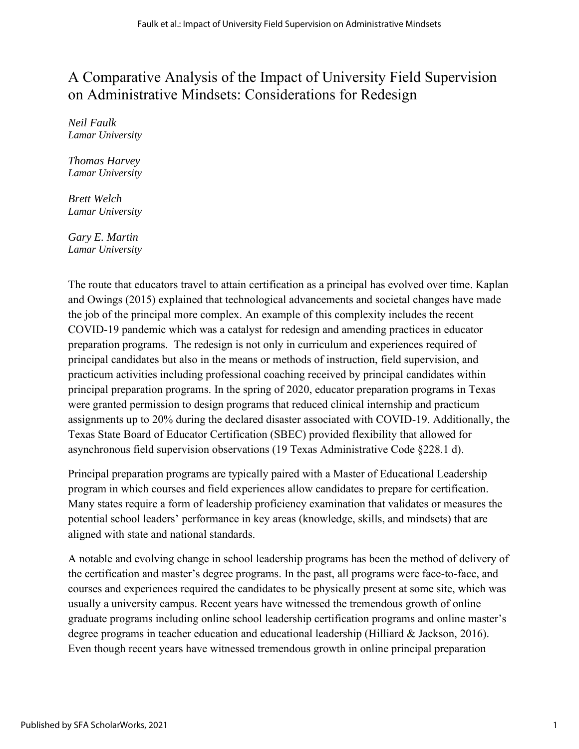# A Comparative Analysis of the Impact of University Field Supervision on Administrative Mindsets: Considerations for Redesign

*Neil Faulk*
*Lamar University*

*Thomas Harvey*
*Lamar University*

*Brett Welch*
*Lamar University*

*Gary E. Martin*
*Lamar University*

The route that educators travel to attain certification as a principal has evolved over time. Kaplan and Owings (2015) explained that technological advancements and societal changes have made the job of the principal more complex. An example of this complexity includes the recent COVID-19 pandemic which was a catalyst for redesign and amending practices in educator preparation programs. The redesign is not only in curriculum and experiences required of principal candidates but also in the means or methods of instruction, field supervision, and practicum activities including professional coaching received by principal candidates within principal preparation programs. In the spring of 2020, educator preparation programs in Texas were granted permission to design programs that reduced clinical internship and practicum assignments up to 20% during the declared disaster associated with COVID-19. Additionally, the Texas State Board of Educator Certification (SBEC) provided flexibility that allowed for asynchronous field supervision observations (19 Texas Administrative Code §228.1 d).

Principal preparation programs are typically paired with a Master of Educational Leadership program in which courses and field experiences allow candidates to prepare for certification. Many states require a form of leadership proficiency examination that validates or measures the potential school leaders' performance in key areas (knowledge, skills, and mindsets) that are aligned with state and national standards.

A notable and evolving change in school leadership programs has been the method of delivery of the certification and master's degree programs. In the past, all programs were face-to-face, and courses and experiences required the candidates to be physically present at some site, which was usually a university campus. Recent years have witnessed the tremendous growth of online graduate programs including online school leadership certification programs and online master's degree programs in teacher education and educational leadership (Hilliard & Jackson, 2016). Even though recent years have witnessed tremendous growth in online principal preparation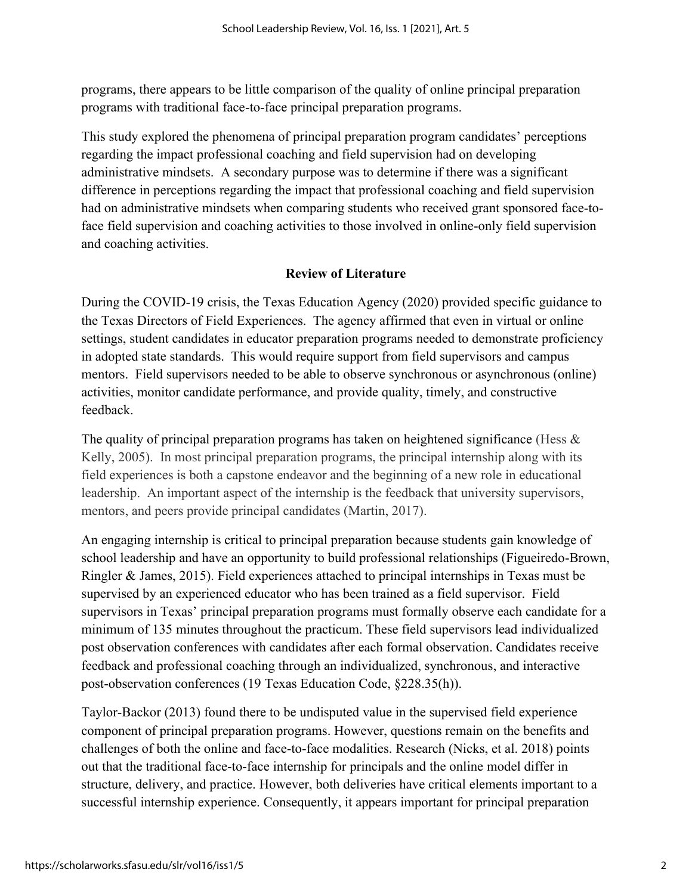programs, there appears to be little comparison of the quality of online principal preparation programs with traditional face-to-face principal preparation programs.

This study explored the phenomena of principal preparation program candidates' perceptions regarding the impact professional coaching and field supervision had on developing administrative mindsets. A secondary purpose was to determine if there was a significant difference in perceptions regarding the impact that professional coaching and field supervision had on administrative mindsets when comparing students who received grant sponsored face-to-face field supervision and coaching activities to those involved in online-only field supervision and coaching activities.

## Review of Literature

During the COVID-19 crisis, the Texas Education Agency (2020) provided specific guidance to the Texas Directors of Field Experiences. The agency affirmed that even in virtual or online settings, student candidates in educator preparation programs needed to demonstrate proficiency in adopted state standards. This would require support from field supervisors and campus mentors. Field supervisors needed to be able to observe synchronous or asynchronous (online) activities, monitor candidate performance, and provide quality, timely, and constructive feedback.

The quality of principal preparation programs has taken on heightened significance (Hess & Kelly, 2005). In most principal preparation programs, the principal internship along with its field experiences is both a capstone endeavor and the beginning of a new role in educational leadership. An important aspect of the internship is the feedback that university supervisors, mentors, and peers provide principal candidates (Martin, 2017).

An engaging internship is critical to principal preparation because students gain knowledge of school leadership and have an opportunity to build professional relationships (Figueiredo-Brown, Ringler & James, 2015). Field experiences attached to principal internships in Texas must be supervised by an experienced educator who has been trained as a field supervisor. Field supervisors in Texas' principal preparation programs must formally observe each candidate for a minimum of 135 minutes throughout the practicum. These field supervisors lead individualized post observation conferences with candidates after each formal observation. Candidates receive feedback and professional coaching through an individualized, synchronous, and interactive post-observation conferences (19 Texas Education Code, §228.35(h)).

Taylor-Backor (2013) found there to be undisputed value in the supervised field experience component of principal preparation programs. However, questions remain on the benefits and challenges of both the online and face-to-face modalities. Research (Nicks, et al. 2018) points out that the traditional face-to-face internship for principals and the online model differ in structure, delivery, and practice. However, both deliveries have critical elements important to a successful internship experience. Consequently, it appears important for principal preparation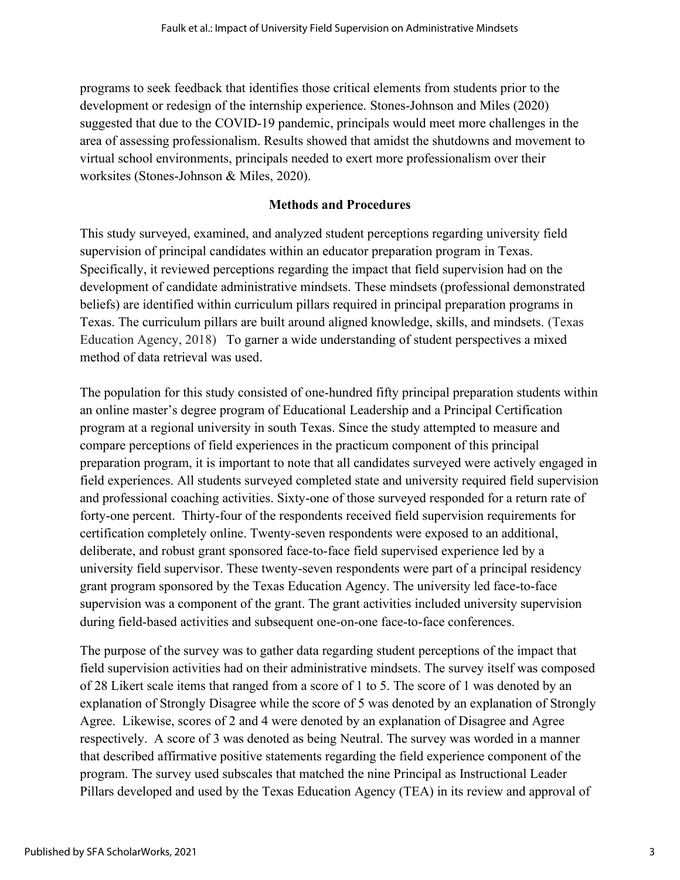programs to seek feedback that identifies those critical elements from students prior to the development or redesign of the internship experience. Stones-Johnson and Miles (2020) suggested that due to the COVID-19 pandemic, principals would meet more challenges in the area of assessing professionalism. Results showed that amidst the shutdowns and movement to virtual school environments, principals needed to exert more professionalism over their worksites (Stones-Johnson & Miles, 2020).

## Methods and Procedures

This study surveyed, examined, and analyzed student perceptions regarding university field supervision of principal candidates within an educator preparation program in Texas. Specifically, it reviewed perceptions regarding the impact that field supervision had on the development of candidate administrative mindsets. These mindsets (professional demonstrated beliefs) are identified within curriculum pillars required in principal preparation programs in Texas. The curriculum pillars are built around aligned knowledge, skills, and mindsets. (Texas Education Agency, 2018) To garner a wide understanding of student perspectives a mixed method of data retrieval was used.

The population for this study consisted of one-hundred fifty principal preparation students within an online master's degree program of Educational Leadership and a Principal Certification program at a regional university in south Texas. Since the study attempted to measure and compare perceptions of field experiences in the practicum component of this principal preparation program, it is important to note that all candidates surveyed were actively engaged in field experiences. All students surveyed completed state and university required field supervision and professional coaching activities. Sixty-one of those surveyed responded for a return rate of forty-one percent. Thirty-four of the respondents received field supervision requirements for certification completely online. Twenty-seven respondents were exposed to an additional, deliberate, and robust grant sponsored face-to-face field supervised experience led by a university field supervisor. These twenty-seven respondents were part of a principal residency grant program sponsored by the Texas Education Agency. The university led face-to-face supervision was a component of the grant. The grant activities included university supervision during field-based activities and subsequent one-on-one face-to-face conferences.

The purpose of the survey was to gather data regarding student perceptions of the impact that field supervision activities had on their administrative mindsets. The survey itself was composed of 28 Likert scale items that ranged from a score of 1 to 5. The score of 1 was denoted by an explanation of Strongly Disagree while the score of 5 was denoted by an explanation of Strongly Agree. Likewise, scores of 2 and 4 were denoted by an explanation of Disagree and Agree respectively. A score of 3 was denoted as being Neutral. The survey was worded in a manner that described affirmative positive statements regarding the field experience component of the program. The survey used subscales that matched the nine Principal as Instructional Leader Pillars developed and used by the Texas Education Agency (TEA) in its review and approval of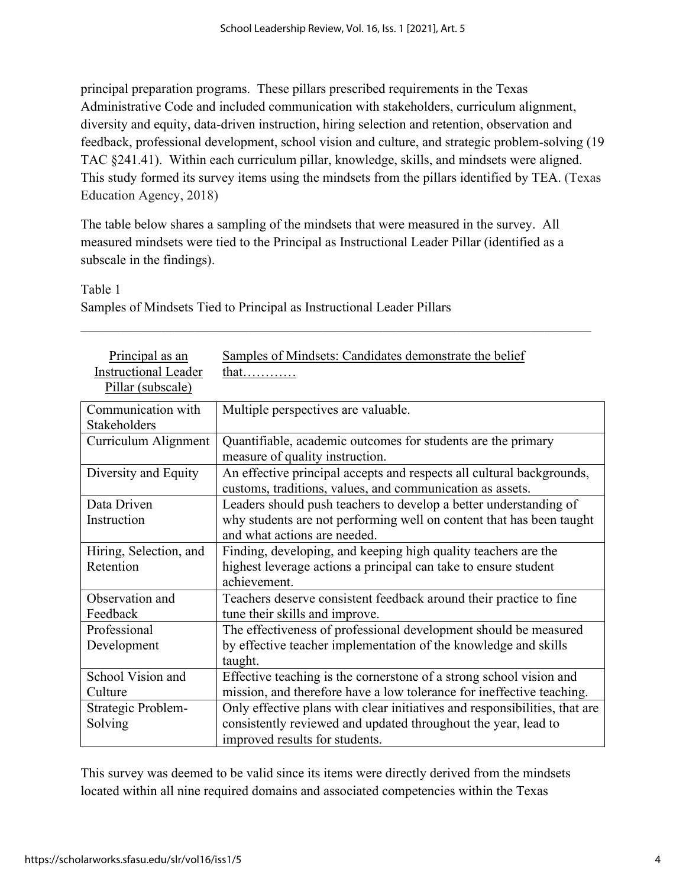principal preparation programs. These pillars prescribed requirements in the Texas Administrative Code and included communication with stakeholders, curriculum alignment, diversity and equity, data-driven instruction, hiring selection and retention, observation and feedback, professional development, school vision and culture, and strategic problem-solving (19 TAC §241.41). Within each curriculum pillar, knowledge, skills, and mindsets were aligned. This study formed its survey items using the mindsets from the pillars identified by TEA. (Texas Education Agency, 2018)

The table below shares a sampling of the mindsets that were measured in the survey. All measured mindsets were tied to the Principal as Instructional Leader Pillar (identified as a subscale in the findings).

Table 1
Samples of Mindsets Tied to Principal as Instructional Leader Pillars

| Principal as an Instructional Leader Pillar (subscale) | Samples of Mindsets: Candidates demonstrate the belief that………… |
|---|---|
| Communication with Stakeholders | Multiple perspectives are valuable. |
| Curriculum Alignment | Quantifiable, academic outcomes for students are the primary measure of quality instruction. |
| Diversity and Equity | An effective principal accepts and respects all cultural backgrounds, customs, traditions, values, and communication as assets. |
| Data Driven Instruction | Leaders should push teachers to develop a better understanding of why students are not performing well on content that has been taught and what actions are needed. |
| Hiring, Selection, and Retention | Finding, developing, and keeping high quality teachers are the highest leverage actions a principal can take to ensure student achievement. |
| Observation and Feedback | Teachers deserve consistent feedback around their practice to fine tune their skills and improve. |
| Professional Development | The effectiveness of professional development should be measured by effective teacher implementation of the knowledge and skills taught. |
| School Vision and Culture | Effective teaching is the cornerstone of a strong school vision and mission, and therefore have a low tolerance for ineffective teaching. |
| Strategic Problem-Solving | Only effective plans with clear initiatives and responsibilities, that are consistently reviewed and updated throughout the year, lead to improved results for students. |

This survey was deemed to be valid since its items were directly derived from the mindsets located within all nine required domains and associated competencies within the Texas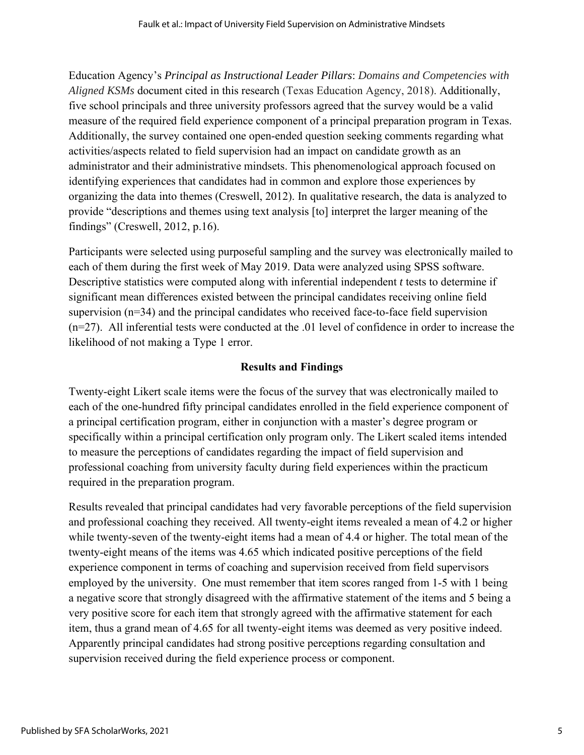Education Agency's *Principal as Instructional Leader Pillars*: *Domains and Competencies with Aligned KSMs* document cited in this research (Texas Education Agency, 2018). Additionally, five school principals and three university professors agreed that the survey would be a valid measure of the required field experience component of a principal preparation program in Texas. Additionally, the survey contained one open-ended question seeking comments regarding what activities/aspects related to field supervision had an impact on candidate growth as an administrator and their administrative mindsets. This phenomenological approach focused on identifying experiences that candidates had in common and explore those experiences by organizing the data into themes (Creswell, 2012). In qualitative research, the data is analyzed to provide "descriptions and themes using text analysis [to] interpret the larger meaning of the findings" (Creswell, 2012, p.16).

Participants were selected using purposeful sampling and the survey was electronically mailed to each of them during the first week of May 2019. Data were analyzed using SPSS software. Descriptive statistics were computed along with inferential independent *t* tests to determine if significant mean differences existed between the principal candidates receiving online field supervision ($n=34$) and the principal candidates who received face-to-face field supervision ($n=27$). All inferential tests were conducted at the .01 level of confidence in order to increase the likelihood of not making a Type 1 error.

## Results and Findings

Twenty-eight Likert scale items were the focus of the survey that was electronically mailed to each of the one-hundred fifty principal candidates enrolled in the field experience component of a principal certification program, either in conjunction with a master's degree program or specifically within a principal certification only program only. The Likert scaled items intended to measure the perceptions of candidates regarding the impact of field supervision and professional coaching from university faculty during field experiences within the practicum required in the preparation program.

Results revealed that principal candidates had very favorable perceptions of the field supervision and professional coaching they received. All twenty-eight items revealed a mean of 4.2 or higher while twenty-seven of the twenty-eight items had a mean of 4.4 or higher. The total mean of the twenty-eight means of the items was 4.65 which indicated positive perceptions of the field experience component in terms of coaching and supervision received from field supervisors employed by the university. One must remember that item scores ranged from 1-5 with 1 being a negative score that strongly disagreed with the affirmative statement of the items and 5 being a very positive score for each item that strongly agreed with the affirmative statement for each item, thus a grand mean of 4.65 for all twenty-eight items was deemed as very positive indeed. Apparently principal candidates had strong positive perceptions regarding consultation and supervision received during the field experience process or component.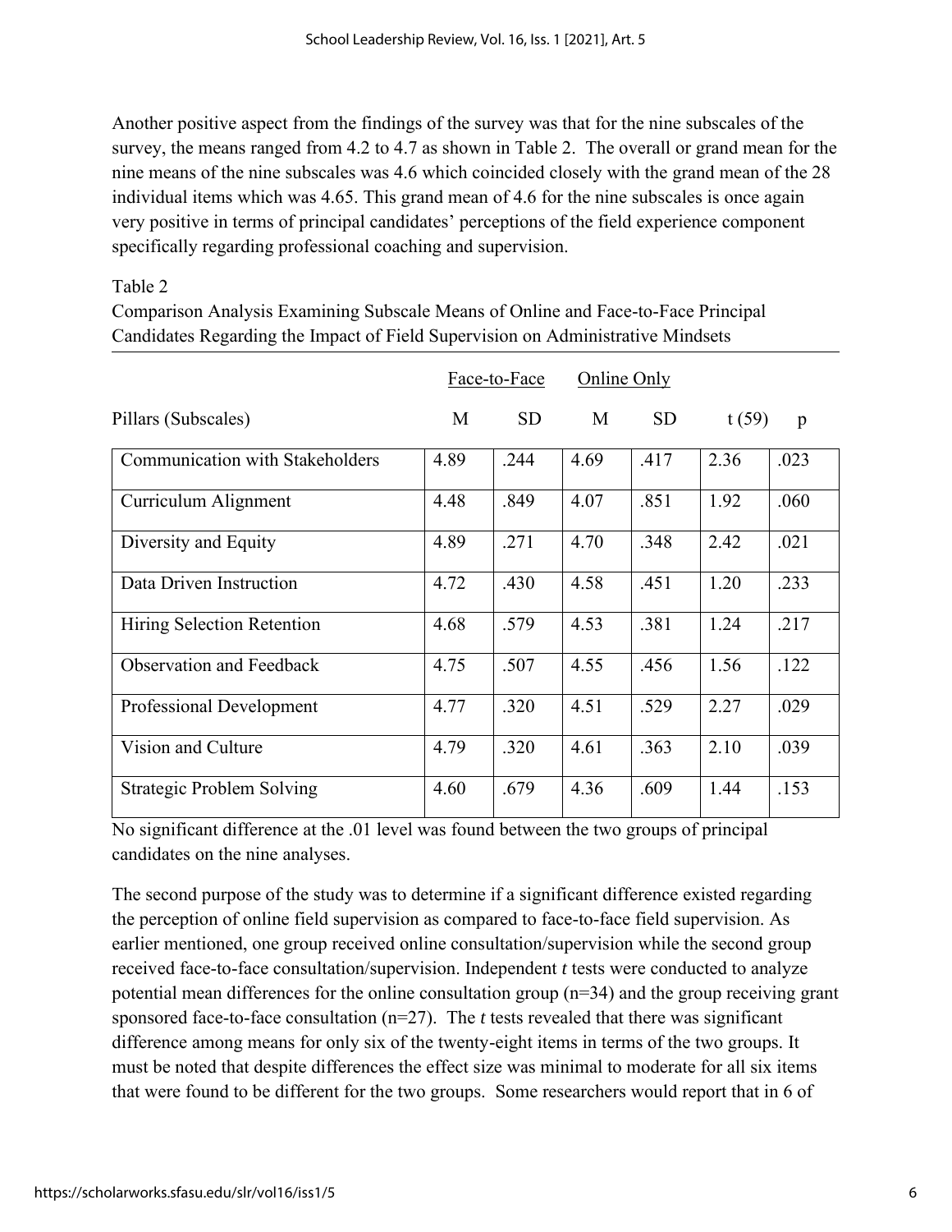Another positive aspect from the findings of the survey was that for the nine subscales of the survey, the means ranged from 4.2 to 4.7 as shown in Table 2. The overall or grand mean for the nine means of the nine subscales was 4.6 which coincided closely with the grand mean of the 28 individual items which was 4.65. This grand mean of 4.6 for the nine subscales is once again very positive in terms of principal candidates' perceptions of the field experience component specifically regarding professional coaching and supervision.

Table 2

Comparison Analysis Examining Subscale Means of Online and Face-to-Face Principal Candidates Regarding the Impact of Field Supervision on Administrative Mindsets

| | Face-to-Face | | Online Only | | | |
|---|---|---|---|---|---|---|
| Pillars (Subscales) | M | SD | M | SD | t (59) | p |
| Communication with Stakeholders | 4.89 | .244 | 4.69 | .417 | 2.36 | .023 |
| Curriculum Alignment | 4.48 | .849 | 4.07 | .851 | 1.92 | .060 |
| Diversity and Equity | 4.89 | .271 | 4.70 | .348 | 2.42 | .021 |
| Data Driven Instruction | 4.72 | .430 | 4.58 | .451 | 1.20 | .233 |
| Hiring Selection Retention | 4.68 | .579 | 4.53 | .381 | 1.24 | .217 |
| Observation and Feedback | 4.75 | .507 | 4.55 | .456 | 1.56 | .122 |
| Professional Development | 4.77 | .320 | 4.51 | .529 | 2.27 | .029 |
| Vision and Culture | 4.79 | .320 | 4.61 | .363 | 2.10 | .039 |
| Strategic Problem Solving | 4.60 | .679 | 4.36 | .609 | 1.44 | .153 |

No significant difference at the .01 level was found between the two groups of principal candidates on the nine analyses.

The second purpose of the study was to determine if a significant difference existed regarding the perception of online field supervision as compared to face-to-face field supervision. As earlier mentioned, one group received online consultation/supervision while the second group received face-to-face consultation/supervision. Independent *t* tests were conducted to analyze potential mean differences for the online consultation group (n=34) and the group receiving grant sponsored face-to-face consultation (n=27). The *t* tests revealed that there was significant difference among means for only six of the twenty-eight items in terms of the two groups. It must be noted that despite differences the effect size was minimal to moderate for all six items that were found to be different for the two groups. Some researchers would report that in 6 of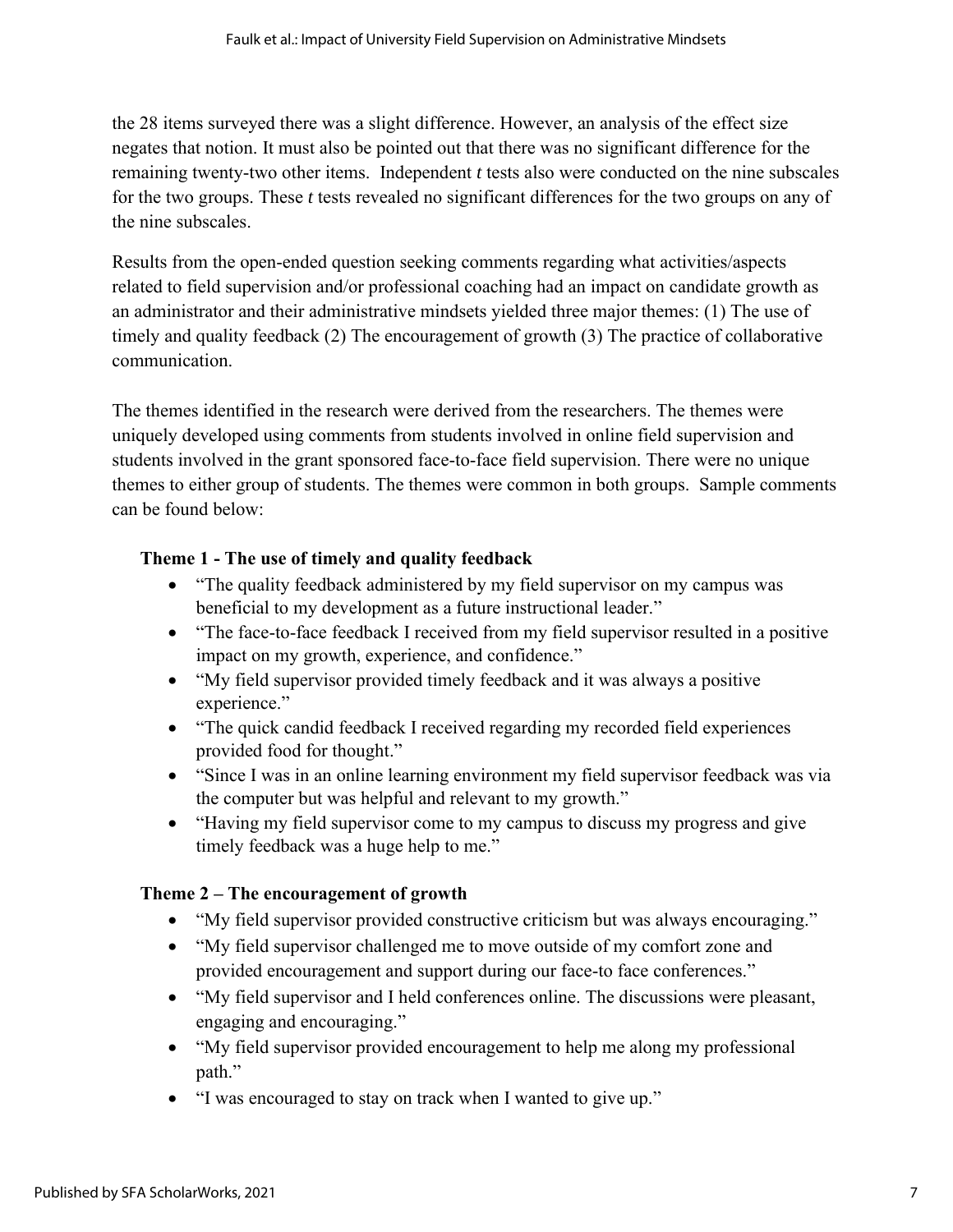the 28 items surveyed there was a slight difference. However, an analysis of the effect size negates that notion. It must also be pointed out that there was no significant difference for the remaining twenty-two other items. Independent *t* tests also were conducted on the nine subscales for the two groups. These *t* tests revealed no significant differences for the two groups on any of the nine subscales.

Results from the open-ended question seeking comments regarding what activities/aspects related to field supervision and/or professional coaching had an impact on candidate growth as an administrator and their administrative mindsets yielded three major themes: (1) The use of timely and quality feedback (2) The encouragement of growth (3) The practice of collaborative communication.

The themes identified in the research were derived from the researchers. The themes were uniquely developed using comments from students involved in online field supervision and students involved in the grant sponsored face-to-face field supervision. There were no unique themes to either group of students. The themes were common in both groups. Sample comments can be found below:

**Theme 1 - The use of timely and quality feedback**

- "The quality feedback administered by my field supervisor on my campus was beneficial to my development as a future instructional leader."
- "The face-to-face feedback I received from my field supervisor resulted in a positive impact on my growth, experience, and confidence."
- "My field supervisor provided timely feedback and it was always a positive experience."
- "The quick candid feedback I received regarding my recorded field experiences provided food for thought."
- "Since I was in an online learning environment my field supervisor feedback was via the computer but was helpful and relevant to my growth."
- "Having my field supervisor come to my campus to discuss my progress and give timely feedback was a huge help to me."

**Theme 2 – The encouragement of growth**

- "My field supervisor provided constructive criticism but was always encouraging."
- "My field supervisor challenged me to move outside of my comfort zone and provided encouragement and support during our face-to face conferences."
- "My field supervisor and I held conferences online. The discussions were pleasant, engaging and encouraging."
- "My field supervisor provided encouragement to help me along my professional path."
- "I was encouraged to stay on track when I wanted to give up."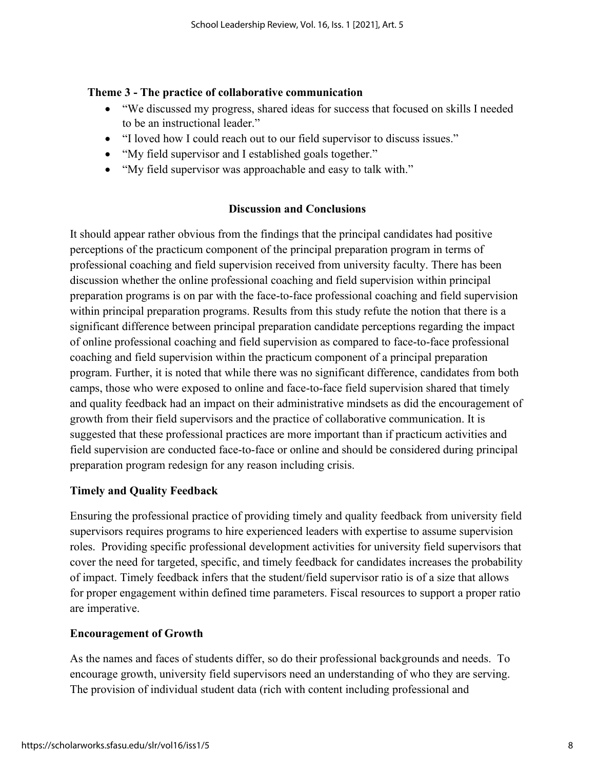### Theme 3 - The practice of collaborative communication

- "We discussed my progress, shared ideas for success that focused on skills I needed to be an instructional leader."
- "I loved how I could reach out to our field supervisor to discuss issues."
- "My field supervisor and I established goals together."
- "My field supervisor was approachable and easy to talk with."

## Discussion and Conclusions

It should appear rather obvious from the findings that the principal candidates had positive perceptions of the practicum component of the principal preparation program in terms of professional coaching and field supervision received from university faculty. There has been discussion whether the online professional coaching and field supervision within principal preparation programs is on par with the face-to-face professional coaching and field supervision within principal preparation programs. Results from this study refute the notion that there is a significant difference between principal preparation candidate perceptions regarding the impact of online professional coaching and field supervision as compared to face-to-face professional coaching and field supervision within the practicum component of a principal preparation program. Further, it is noted that while there was no significant difference, candidates from both camps, those who were exposed to online and face-to-face field supervision shared that timely and quality feedback had an impact on their administrative mindsets as did the encouragement of growth from their field supervisors and the practice of collaborative communication. It is suggested that these professional practices are more important than if practicum activities and field supervision are conducted face-to-face or online and should be considered during principal preparation program redesign for any reason including crisis.

### Timely and Quality Feedback

Ensuring the professional practice of providing timely and quality feedback from university field supervisors requires programs to hire experienced leaders with expertise to assume supervision roles. Providing specific professional development activities for university field supervisors that cover the need for targeted, specific, and timely feedback for candidates increases the probability of impact. Timely feedback infers that the student/field supervisor ratio is of a size that allows for proper engagement within defined time parameters. Fiscal resources to support a proper ratio are imperative.

### Encouragement of Growth

As the names and faces of students differ, so do their professional backgrounds and needs. To encourage growth, university field supervisors need an understanding of who they are serving. The provision of individual student data (rich with content including professional and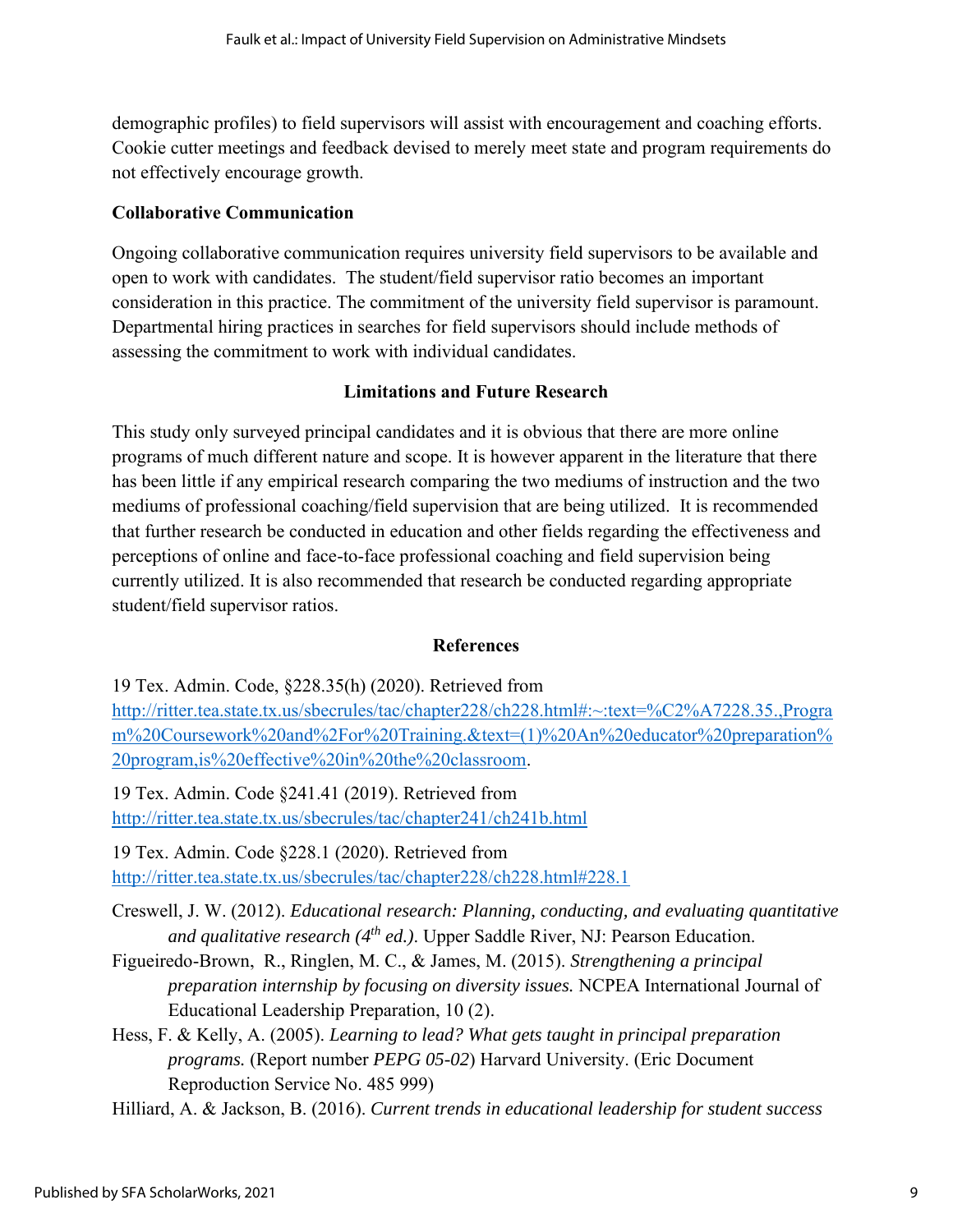demographic profiles) to field supervisors will assist with encouragement and coaching efforts. Cookie cutter meetings and feedback devised to merely meet state and program requirements do not effectively encourage growth.

### Collaborative Communication

Ongoing collaborative communication requires university field supervisors to be available and open to work with candidates. The student/field supervisor ratio becomes an important consideration in this practice. The commitment of the university field supervisor is paramount. Departmental hiring practices in searches for field supervisors should include methods of assessing the commitment to work with individual candidates.

## Limitations and Future Research

This study only surveyed principal candidates and it is obvious that there are more online programs of much different nature and scope. It is however apparent in the literature that there has been little if any empirical research comparing the two mediums of instruction and the two mediums of professional coaching/field supervision that are being utilized. It is recommended that further research be conducted in education and other fields regarding the effectiveness and perceptions of online and face-to-face professional coaching and field supervision being currently utilized. It is also recommended that research be conducted regarding appropriate student/field supervisor ratios.

## References

19 Tex. Admin. Code, §228.35(h) (2020). Retrieved from http://ritter.tea.state.tx.us/sbecrules/tac/chapter228/ch228.html#:~:text=%C2%A7228.35.,Program%20Coursework%20and%2For%20Training.&text=(1)%20An%20educator%20preparation%20program,is%20effective%20in%20the%20classroom.

19 Tex. Admin. Code §241.41 (2019). Retrieved from http://ritter.tea.state.tx.us/sbecrules/tac/chapter241/ch241b.html

19 Tex. Admin. Code §228.1 (2020). Retrieved from http://ritter.tea.state.tx.us/sbecrules/tac/chapter228/ch228.html#228.1

Creswell, J. W. (2012). *Educational research: Planning, conducting, and evaluating quantitative and qualitative research (4th ed.).* Upper Saddle River, NJ: Pearson Education.

Figueiredo-Brown, R., Ringlen, M. C., & James, M. (2015). *Strengthening a principal preparation internship by focusing on diversity issues.* NCPEA International Journal of Educational Leadership Preparation, 10 (2).

Hess, F. & Kelly, A. (2005). *Learning to lead? What gets taught in principal preparation programs.* (Report number *PEPG 05-02*) Harvard University. (Eric Document Reproduction Service No. 485 999)

Hilliard, A. & Jackson, B. (2016). *Current trends in educational leadership for student success*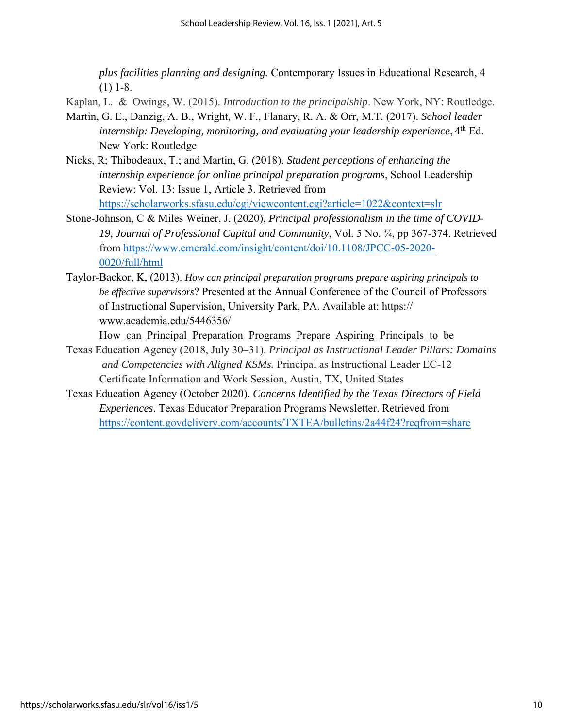*plus facilities planning and designing.* Contemporary Issues in Educational Research, 4 (1) 1-8.

Kaplan, L. & Owings, W. (2015). *Introduction to the principalship*. New York, NY: Routledge.

Martin, G. E., Danzig, A. B., Wright, W. F., Flanary, R. A. & Orr, M.T. (2017). *School leader internship: Developing, monitoring, and evaluating your leadership experience*, 4th Ed. New York: Routledge

Nicks, R; Thibodeaux, T.; and Martin, G. (2018). *Student perceptions of enhancing the internship experience for online principal preparation programs*, School Leadership Review: Vol. 13: Issue 1, Article 3. Retrieved from https://scholarworks.sfasu.edu/cgi/viewcontent.cgi?article=1022&context=slr

Stone-Johnson, C & Miles Weiner, J. (2020), *Principal professionalism in the time of COVID-19, Journal of Professional Capital and Community*, Vol. 5 No. ¾, pp 367-374. Retrieved from https://www.emerald.com/insight/content/doi/10.1108/JPCC-05-2020-0020/full/html

Taylor-Backor, K, (2013). *How can principal preparation programs prepare aspiring principals to be effective supervisors*? Presented at the Annual Conference of the Council of Professors of Instructional Supervision, University Park, PA. Available at: https:// www.academia.edu/5446356/ How_can_Principal_Preparation_Programs_Prepare_Aspiring_Principals_to_be

Texas Education Agency (2018, July 30–31). *Principal as Instructional Leader Pillars: Domains and Competencies with Aligned KSMs.* Principal as Instructional Leader EC-12 Certificate Information and Work Session, Austin, TX, United States

Texas Education Agency (October 2020). *Concerns Identified by the Texas Directors of Field Experiences*. Texas Educator Preparation Programs Newsletter. Retrieved from https://content.govdelivery.com/accounts/TXTEA/bulletins/2a44f24?reqfrom=share